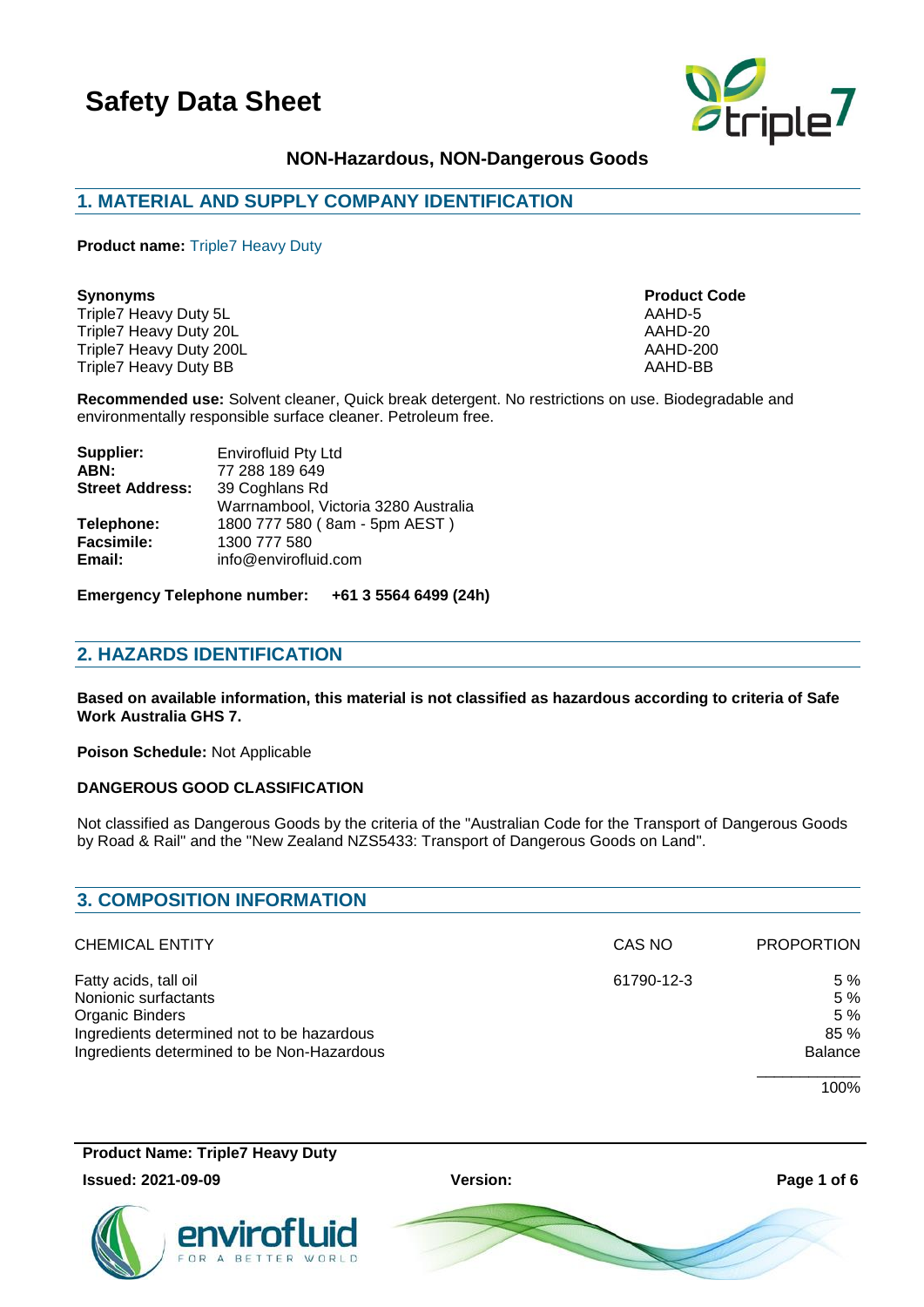# Safety Data Sheet

**NON-Hazardous, NON-Dangerous Goods**

## 1. MATERIAL AND SUPPLY COMPANY IDENTIFICATION

**Product name:** Triple7 Heavy Duty

| **Synonyms** | **Product Code** |
|---|---|
| Triple7 Heavy Duty 5L | AAHD-5 |
| Triple7 Heavy Duty 20L | AAHD-20 |
| Triple7 Heavy Duty 200L | AAHD-200 |
| Triple7 Heavy Duty BB | AAHD-BB |

**Recommended use:** Solvent cleaner, Quick break detergent. No restrictions on use. Biodegradable and environmentally responsible surface cleaner. Petroleum free.

| | |
|---|---|
| **Supplier:** | Envirofluid Pty Ltd |
| **ABN:** | 77 288 189 649 |
| **Street Address:** | 39 Coghlans Rd<br>Warrnambool, Victoria 3280 Australia |
| **Telephone:** | 1800 777 580 ( 8am - 5pm AEST ) |
| **Facsimile:** | 1300 777 580 |
| **Email:** | info@envirofluid.com |

**Emergency Telephone number: +61 3 5564 6499 (24h)**

## 2. HAZARDS IDENTIFICATION

**Based on available information, this material is not classified as hazardous according to criteria of Safe Work Australia GHS 7.**

**Poison Schedule:** Not Applicable

**DANGEROUS GOOD CLASSIFICATION**

Not classified as Dangerous Goods by the criteria of the "Australian Code for the Transport of Dangerous Goods by Road & Rail" and the "New Zealand NZS5433: Transport of Dangerous Goods on Land".

## 3. COMPOSITION INFORMATION

| CHEMICAL ENTITY | CAS NO | PROPORTION |
|---|---|---|
| Fatty acids, tall oil | 61790-12-3 | 5 % |
| Nonionic surfactants | | 5 % |
| Organic Binders | | 5 % |
| Ingredients determined not to be hazardous | | 85 % |
| Ingredients determined to be Non-Hazardous | | Balance |
| | | 100% |

**Product Name: Triple7 Heavy Duty**

**Issued: 2021-09-09** **Version:**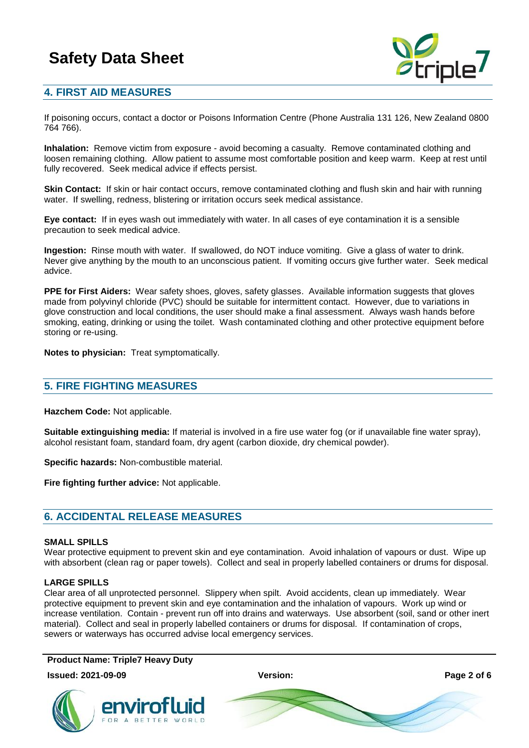## 4. FIRST AID MEASURES

If poisoning occurs, contact a doctor or Poisons Information Centre (Phone Australia 131 126, New Zealand 0800 764 766).

**Inhalation:** Remove victim from exposure - avoid becoming a casualty. Remove contaminated clothing and loosen remaining clothing. Allow patient to assume most comfortable position and keep warm. Keep at rest until fully recovered. Seek medical advice if effects persist.

**Skin Contact:** If skin or hair contact occurs, remove contaminated clothing and flush skin and hair with running water. If swelling, redness, blistering or irritation occurs seek medical assistance.

**Eye contact:** If in eyes wash out immediately with water. In all cases of eye contamination it is a sensible precaution to seek medical advice.

**Ingestion:** Rinse mouth with water. If swallowed, do NOT induce vomiting. Give a glass of water to drink. Never give anything by the mouth to an unconscious patient. If vomiting occurs give further water. Seek medical advice.

**PPE for First Aiders:** Wear safety shoes, gloves, safety glasses. Available information suggests that gloves made from polyvinyl chloride (PVC) should be suitable for intermittent contact. However, due to variations in glove construction and local conditions, the user should make a final assessment. Always wash hands before smoking, eating, drinking or using the toilet. Wash contaminated clothing and other protective equipment before storing or re-using.

**Notes to physician:** Treat symptomatically.

## 5. FIRE FIGHTING MEASURES

**Hazchem Code:** Not applicable.

**Suitable extinguishing media:** If material is involved in a fire use water fog (or if unavailable fine water spray), alcohol resistant foam, standard foam, dry agent (carbon dioxide, dry chemical powder).

**Specific hazards:** Non-combustible material.

**Fire fighting further advice:** Not applicable.

## 6. ACCIDENTAL RELEASE MEASURES

### SMALL SPILLS

Wear protective equipment to prevent skin and eye contamination. Avoid inhalation of vapours or dust. Wipe up with absorbent (clean rag or paper towels). Collect and seal in properly labelled containers or drums for disposal.

### LARGE SPILLS

Clear area of all unprotected personnel. Slippery when spilt. Avoid accidents, clean up immediately. Wear protective equipment to prevent skin and eye contamination and the inhalation of vapours. Work up wind or increase ventilation. Contain - prevent run off into drains and waterways. Use absorbent (soil, sand or other inert material). Collect and seal in properly labelled containers or drums for disposal. If contamination of crops, sewers or waterways has occurred advise local emergency services.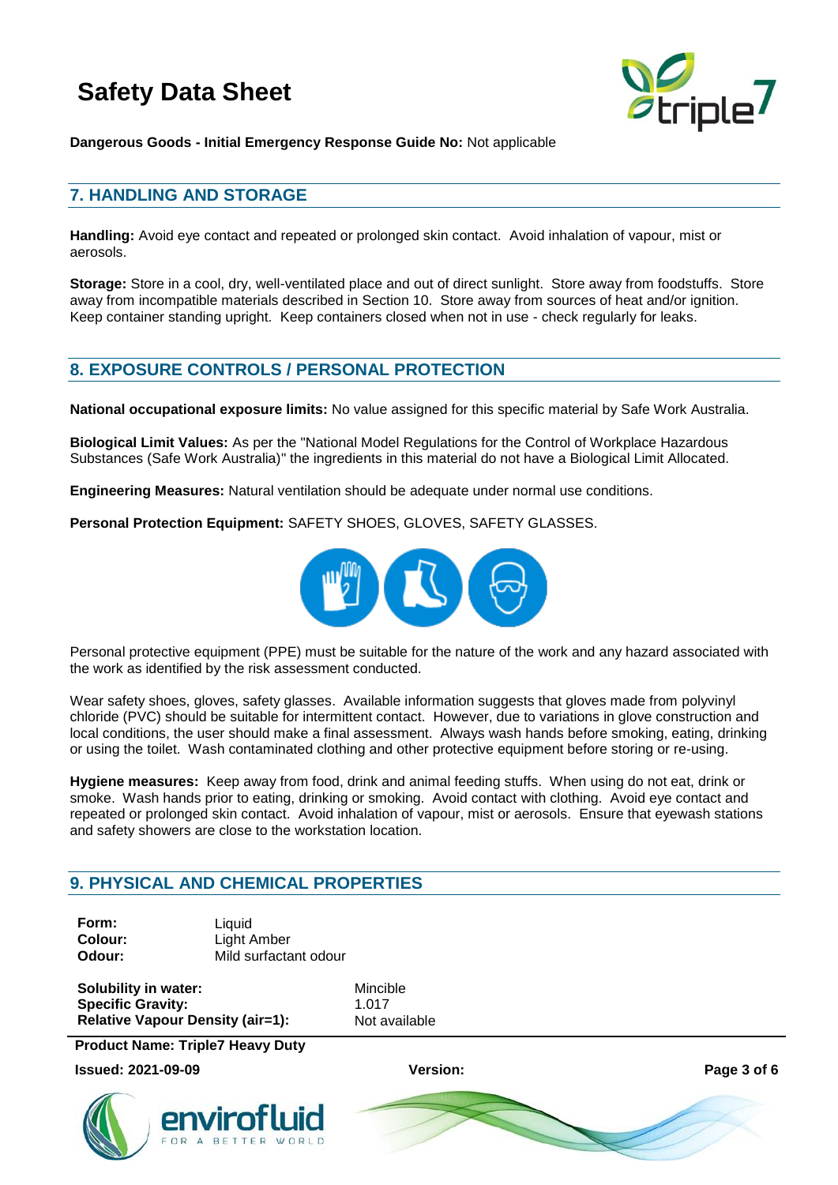**Dangerous Goods - Initial Emergency Response Guide No:** Not applicable

## 7. HANDLING AND STORAGE

**Handling:** Avoid eye contact and repeated or prolonged skin contact. Avoid inhalation of vapour, mist or aerosols.

**Storage:** Store in a cool, dry, well-ventilated place and out of direct sunlight. Store away from foodstuffs. Store away from incompatible materials described in Section 10. Store away from sources of heat and/or ignition. Keep container standing upright. Keep containers closed when not in use - check regularly for leaks.

## 8. EXPOSURE CONTROLS / PERSONAL PROTECTION

**National occupational exposure limits:** No value assigned for this specific material by Safe Work Australia.

**Biological Limit Values:** As per the "National Model Regulations for the Control of Workplace Hazardous Substances (Safe Work Australia)" the ingredients in this material do not have a Biological Limit Allocated.

**Engineering Measures:** Natural ventilation should be adequate under normal use conditions.

**Personal Protection Equipment:** SAFETY SHOES, GLOVES, SAFETY GLASSES.

Personal protective equipment (PPE) must be suitable for the nature of the work and any hazard associated with the work as identified by the risk assessment conducted.

Wear safety shoes, gloves, safety glasses. Available information suggests that gloves made from polyvinyl chloride (PVC) should be suitable for intermittent contact. However, due to variations in glove construction and local conditions, the user should make a final assessment. Always wash hands before smoking, eating, drinking or using the toilet. Wash contaminated clothing and other protective equipment before storing or re-using.

**Hygiene measures:** Keep away from food, drink and animal feeding stuffs. When using do not eat, drink or smoke. Wash hands prior to eating, drinking or smoking. Avoid contact with clothing. Avoid eye contact and repeated or prolonged skin contact. Avoid inhalation of vapour, mist or aerosols. Ensure that eyewash stations and safety showers are close to the workstation location.

## 9. PHYSICAL AND CHEMICAL PROPERTIES

**Form:** Liquid
**Colour:** Light Amber
**Odour:** Mild surfactant odour

**Solubility in water:** Mincible
**Specific Gravity:** 1.017
**Relative Vapour Density (air=1):** Not available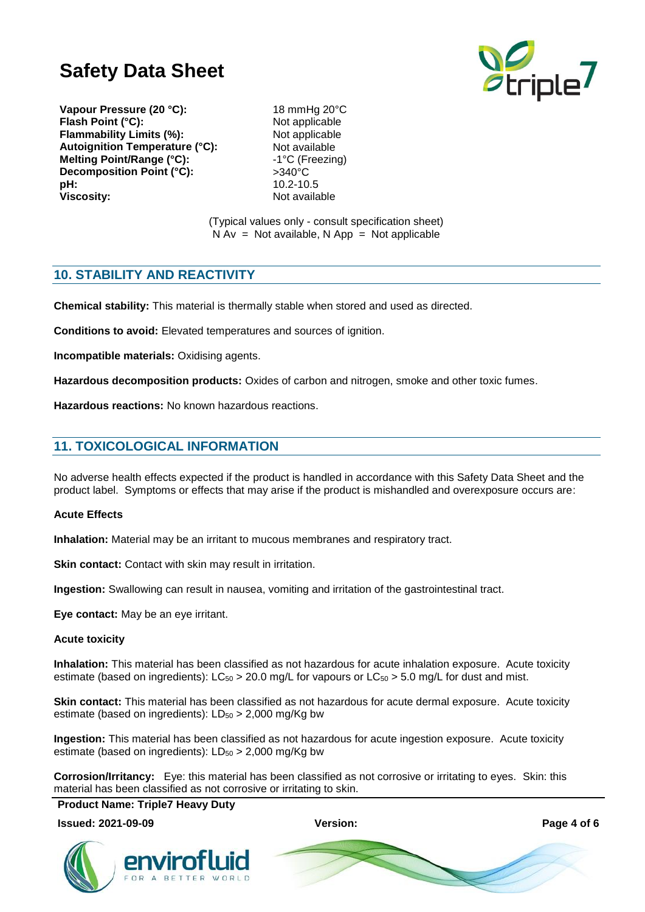| | |
|---|---|
| **Vapour Pressure (20 °C):** | 18 mmHg 20°C |
| **Flash Point (°C):** | Not applicable |
| **Flammability Limits (%):** | Not applicable |
| **Autoignition Temperature (°C):** | Not available |
| **Melting Point/Range (°C):** | -1°C (Freezing) |
| **Decomposition Point (°C):** | >340°C |
| **pH:** | 10.2-10.5 |
| **Viscosity:** | Not available |

(Typical values only - consult specification sheet)
N Av = Not available, N App = Not applicable

## 10. STABILITY AND REACTIVITY

**Chemical stability:** This material is thermally stable when stored and used as directed.

**Conditions to avoid:** Elevated temperatures and sources of ignition.

**Incompatible materials:** Oxidising agents.

**Hazardous decomposition products:** Oxides of carbon and nitrogen, smoke and other toxic fumes.

**Hazardous reactions:** No known hazardous reactions.

## 11. TOXICOLOGICAL INFORMATION

No adverse health effects expected if the product is handled in accordance with this Safety Data Sheet and the product label. Symptoms or effects that may arise if the product is mishandled and overexposure occurs are:

**Acute Effects**

**Inhalation:** Material may be an irritant to mucous membranes and respiratory tract.

**Skin contact:** Contact with skin may result in irritation.

**Ingestion:** Swallowing can result in nausea, vomiting and irritation of the gastrointestinal tract.

**Eye contact:** May be an eye irritant.

**Acute toxicity**

**Inhalation:** This material has been classified as not hazardous for acute inhalation exposure. Acute toxicity estimate (based on ingredients): $LC_{50}$ > 20.0 mg/L for vapours or $LC_{50}$ > 5.0 mg/L for dust and mist.

**Skin contact:** This material has been classified as not hazardous for acute dermal exposure. Acute toxicity estimate (based on ingredients): $LD_{50}$ > 2,000 mg/Kg bw

**Ingestion:** This material has been classified as not hazardous for acute ingestion exposure. Acute toxicity estimate (based on ingredients): $LD_{50}$ > 2,000 mg/Kg bw

**Corrosion/Irritancy:** Eye: this material has been classified as not corrosive or irritating to eyes. Skin: this material has been classified as not corrosive or irritating to skin.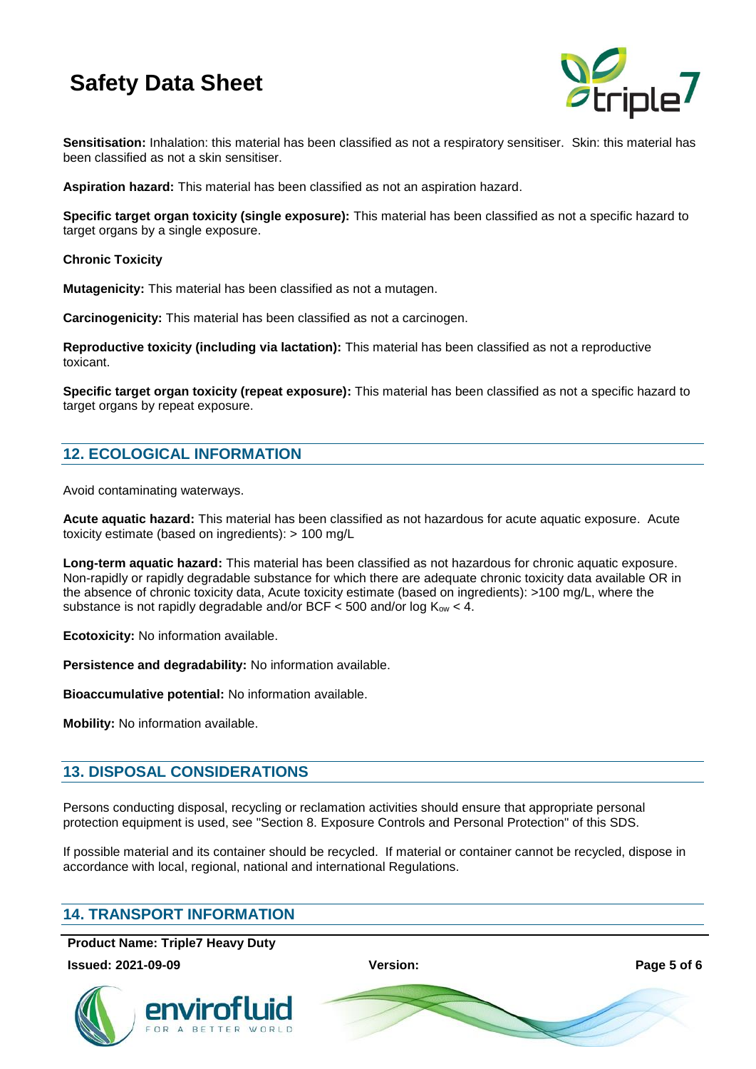**Sensitisation:** Inhalation: this material has been classified as not a respiratory sensitiser. Skin: this material has been classified as not a skin sensitiser.

**Aspiration hazard:** This material has been classified as not an aspiration hazard.

**Specific target organ toxicity (single exposure):** This material has been classified as not a specific hazard to target organs by a single exposure.

**Chronic Toxicity**

**Mutagenicity:** This material has been classified as not a mutagen.

**Carcinogenicity:** This material has been classified as not a carcinogen.

**Reproductive toxicity (including via lactation):** This material has been classified as not a reproductive toxicant.

**Specific target organ toxicity (repeat exposure):** This material has been classified as not a specific hazard to target organs by repeat exposure.

## 12. ECOLOGICAL INFORMATION

Avoid contaminating waterways.

**Acute aquatic hazard:** This material has been classified as not hazardous for acute aquatic exposure. Acute toxicity estimate (based on ingredients): > 100 mg/L

**Long-term aquatic hazard:** This material has been classified as not hazardous for chronic aquatic exposure. Non-rapidly or rapidly degradable substance for which there are adequate chronic toxicity data available OR in the absence of chronic toxicity data, Acute toxicity estimate (based on ingredients): >100 mg/L, where the substance is not rapidly degradable and/or BCF < 500 and/or log $K_{ow}$ < 4.

**Ecotoxicity:** No information available.

**Persistence and degradability:** No information available.

**Bioaccumulative potential:** No information available.

**Mobility:** No information available.

## 13. DISPOSAL CONSIDERATIONS

Persons conducting disposal, recycling or reclamation activities should ensure that appropriate personal protection equipment is used, see "Section 8. Exposure Controls and Personal Protection" of this SDS.

If possible material and its container should be recycled. If material or container cannot be recycled, dispose in accordance with local, regional, national and international Regulations.

## 14. TRANSPORT INFORMATION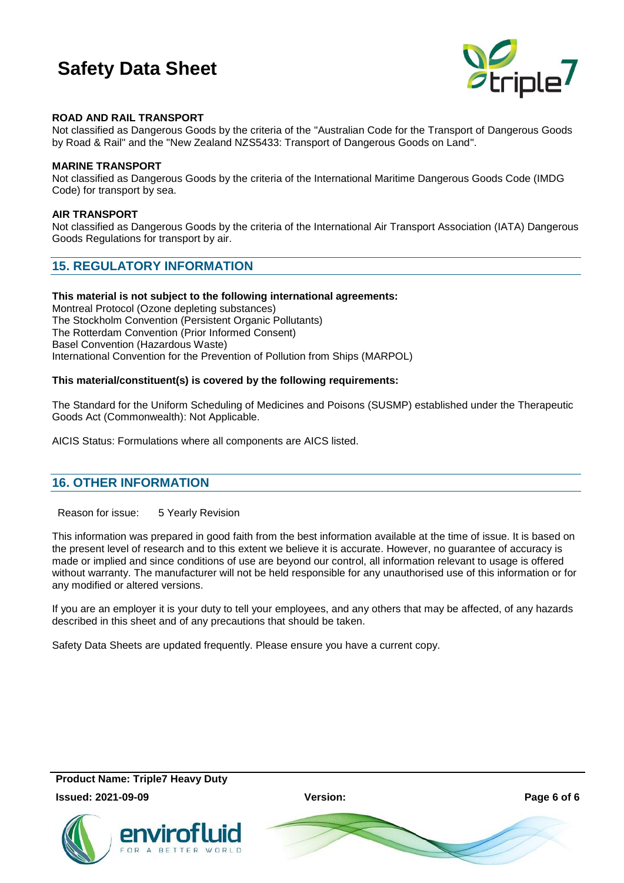### ROAD AND RAIL TRANSPORT

Not classified as Dangerous Goods by the criteria of the "Australian Code for the Transport of Dangerous Goods by Road & Rail" and the "New Zealand NZS5433: Transport of Dangerous Goods on Land".

### MARINE TRANSPORT

Not classified as Dangerous Goods by the criteria of the International Maritime Dangerous Goods Code (IMDG Code) for transport by sea.

### AIR TRANSPORT

Not classified as Dangerous Goods by the criteria of the International Air Transport Association (IATA) Dangerous Goods Regulations for transport by air.

## 15. REGULATORY INFORMATION

**This material is not subject to the following international agreements:**

Montreal Protocol (Ozone depleting substances)
The Stockholm Convention (Persistent Organic Pollutants)
The Rotterdam Convention (Prior Informed Consent)
Basel Convention (Hazardous Waste)
International Convention for the Prevention of Pollution from Ships (MARPOL)

**This material/constituent(s) is covered by the following requirements:**

The Standard for the Uniform Scheduling of Medicines and Poisons (SUSMP) established under the Therapeutic Goods Act (Commonwealth): Not Applicable.

AICIS Status: Formulations where all components are AICS listed.

## 16. OTHER INFORMATION

Reason for issue: 5 Yearly Revision

This information was prepared in good faith from the best information available at the time of issue. It is based on the present level of research and to this extent we believe it is accurate. However, no guarantee of accuracy is made or implied and since conditions of use are beyond our control, all information relevant to usage is offered without warranty. The manufacturer will not be held responsible for any unauthorised use of this information or for any modified or altered versions.

If you are an employer it is your duty to tell your employees, and any others that may be affected, of any hazards described in this sheet and of any precautions that should be taken.

Safety Data Sheets are updated frequently. Please ensure you have a current copy.